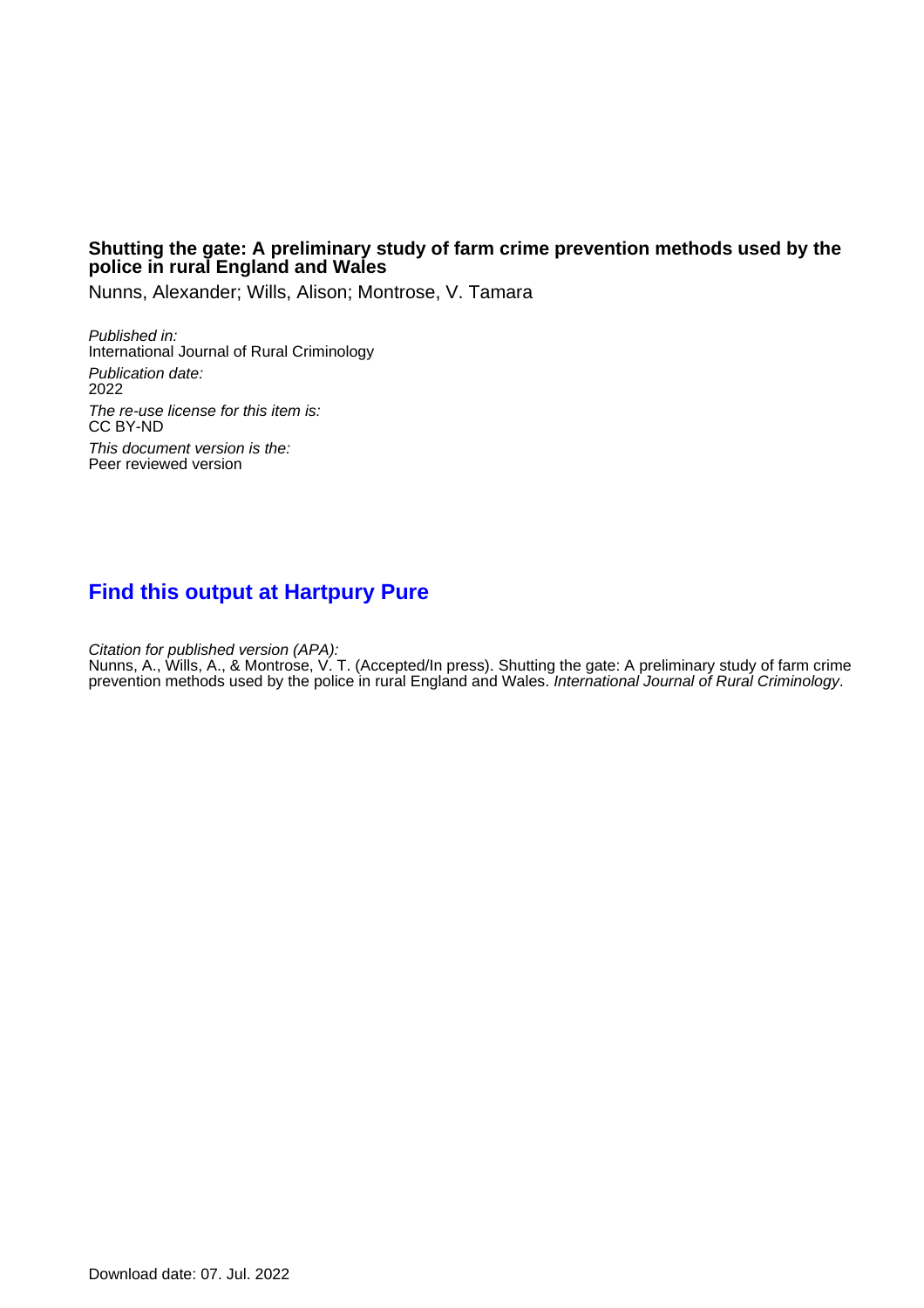**Shutting the gate: A preliminary study of farm crime prevention methods used by the police in rural England and Wales**

Nunns, Alexander; Wills, Alison; Montrose, V. Tamara

*Published in:*
International Journal of Rural Criminology

*Publication date:*
2022

*The re-use license for this item is:*
CC BY-ND

*This document version is the:*
Peer reviewed version

## Find this output at Hartpury Pure

*Citation for published version (APA):*
Nunns, A., Wills, A., & Montrose, V. T. (Accepted/In press). Shutting the gate: A preliminary study of farm crime prevention methods used by the police in rural England and Wales. *International Journal of Rural Criminology*.

Download date: 07. Jul. 2022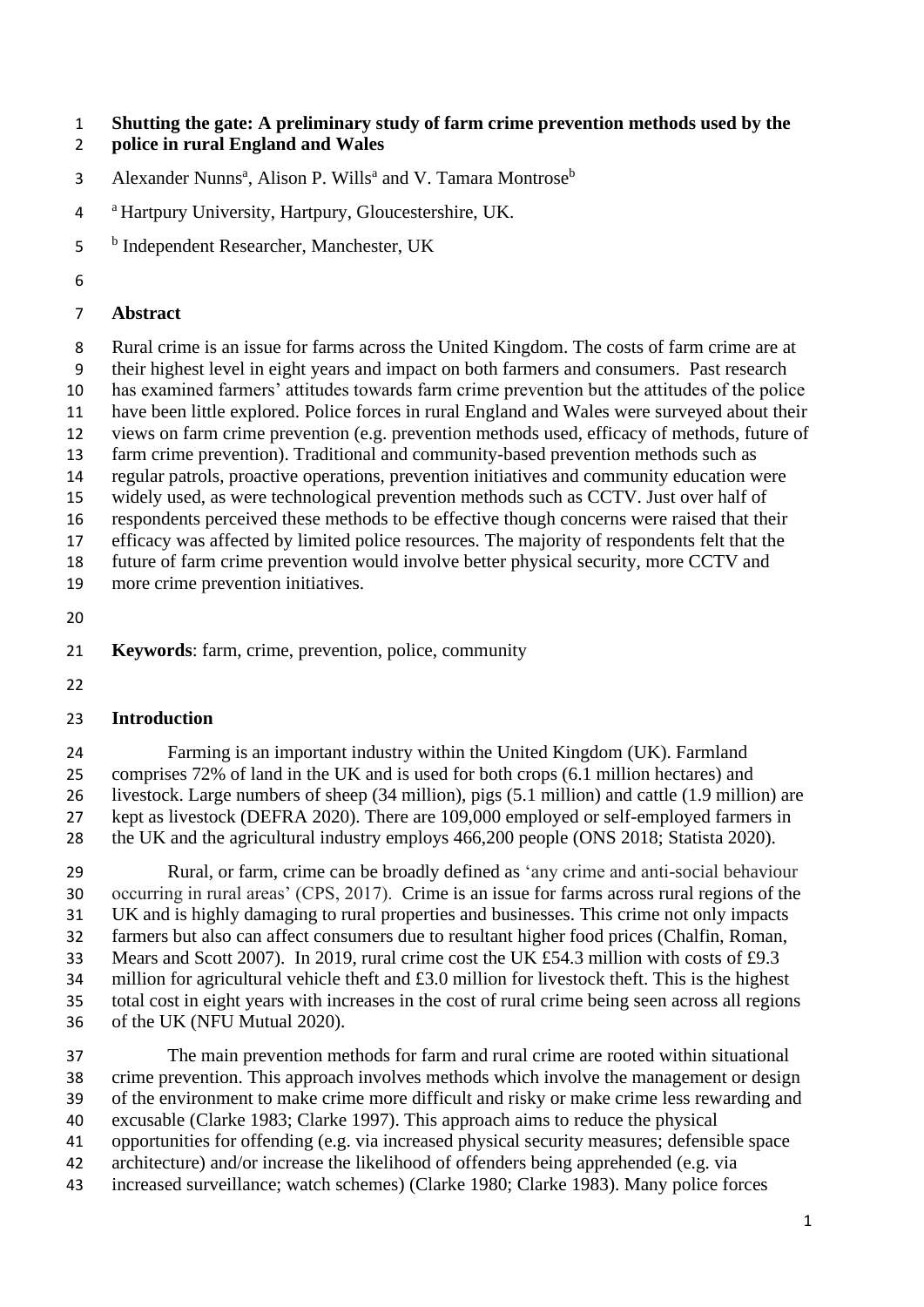# Shutting the gate: A preliminary study of farm crime prevention methods used by the police in rural England and Wales

Alexander Nunns[a], Alison P. Wills[a] and V. Tamara Montrose[b]

[a] Hartpury University, Hartpury, Gloucestershire, UK.

[b] Independent Researcher, Manchester, UK

## Abstract

Rural crime is an issue for farms across the United Kingdom. The costs of farm crime are at their highest level in eight years and impact on both farmers and consumers. Past research has examined farmers' attitudes towards farm crime prevention but the attitudes of the police have been little explored. Police forces in rural England and Wales were surveyed about their views on farm crime prevention (e.g. prevention methods used, efficacy of methods, future of farm crime prevention). Traditional and community-based prevention methods such as regular patrols, proactive operations, prevention initiatives and community education were widely used, as were technological prevention methods such as CCTV. Just over half of respondents perceived these methods to be effective though concerns were raised that their efficacy was affected by limited police resources. The majority of respondents felt that the future of farm crime prevention would involve better physical security, more CCTV and more crime prevention initiatives.

**Keywords**: farm, crime, prevention, police, community

## Introduction

Farming is an important industry within the United Kingdom (UK). Farmland comprises 72% of land in the UK and is used for both crops (6.1 million hectares) and livestock. Large numbers of sheep (34 million), pigs (5.1 million) and cattle (1.9 million) are kept as livestock (DEFRA 2020). There are 109,000 employed or self-employed farmers in the UK and the agricultural industry employs 466,200 people (ONS 2018; Statista 2020).

Rural, or farm, crime can be broadly defined as 'any crime and anti-social behaviour occurring in rural areas' (CPS, 2017). Crime is an issue for farms across rural regions of the UK and is highly damaging to rural properties and businesses. This crime not only impacts farmers but also can affect consumers due to resultant higher food prices (Chalfin, Roman, Mears and Scott 2007). In 2019, rural crime cost the UK £54.3 million with costs of £9.3 million for agricultural vehicle theft and £3.0 million for livestock theft. This is the highest total cost in eight years with increases in the cost of rural crime being seen across all regions of the UK (NFU Mutual 2020).

The main prevention methods for farm and rural crime are rooted within situational crime prevention. This approach involves methods which involve the management or design of the environment to make crime more difficult and risky or make crime less rewarding and excusable (Clarke 1983; Clarke 1997). This approach aims to reduce the physical opportunities for offending (e.g. via increased physical security measures; defensible space architecture) and/or increase the likelihood of offenders being apprehended (e.g. via increased surveillance; watch schemes) (Clarke 1980; Clarke 1983). Many police forces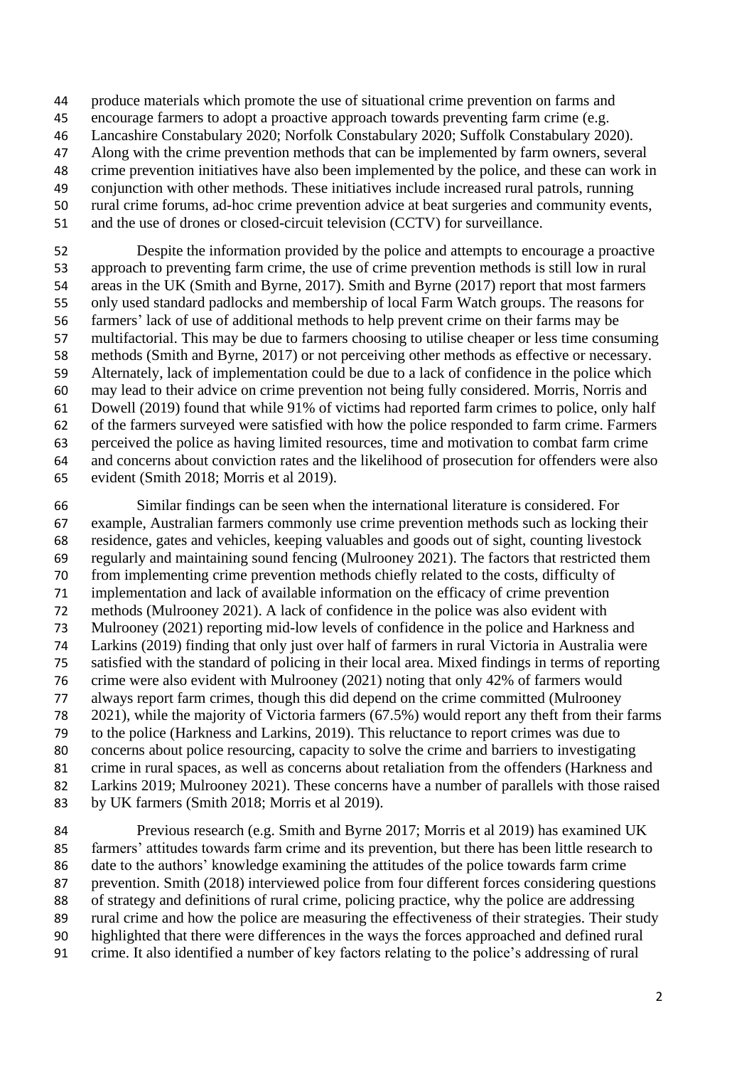produce materials which promote the use of situational crime prevention on farms and encourage farmers to adopt a proactive approach towards preventing farm crime (e.g. Lancashire Constabulary 2020; Norfolk Constabulary 2020; Suffolk Constabulary 2020). Along with the crime prevention methods that can be implemented by farm owners, several crime prevention initiatives have also been implemented by the police, and these can work in conjunction with other methods. These initiatives include increased rural patrols, running rural crime forums, ad-hoc crime prevention advice at beat surgeries and community events, and the use of drones or closed-circuit television (CCTV) for surveillance.

Despite the information provided by the police and attempts to encourage a proactive approach to preventing farm crime, the use of crime prevention methods is still low in rural areas in the UK (Smith and Byrne, 2017). Smith and Byrne (2017) report that most farmers only used standard padlocks and membership of local Farm Watch groups. The reasons for farmers' lack of use of additional methods to help prevent crime on their farms may be multifactorial. This may be due to farmers choosing to utilise cheaper or less time consuming methods (Smith and Byrne, 2017) or not perceiving other methods as effective or necessary. Alternately, lack of implementation could be due to a lack of confidence in the police which may lead to their advice on crime prevention not being fully considered. Morris, Norris and Dowell (2019) found that while 91% of victims had reported farm crimes to police, only half of the farmers surveyed were satisfied with how the police responded to farm crime. Farmers perceived the police as having limited resources, time and motivation to combat farm crime and concerns about conviction rates and the likelihood of prosecution for offenders were also evident (Smith 2018; Morris et al 2019).

Similar findings can be seen when the international literature is considered. For example, Australian farmers commonly use crime prevention methods such as locking their residence, gates and vehicles, keeping valuables and goods out of sight, counting livestock regularly and maintaining sound fencing (Mulrooney 2021). The factors that restricted them from implementing crime prevention methods chiefly related to the costs, difficulty of implementation and lack of available information on the efficacy of crime prevention methods (Mulrooney 2021). A lack of confidence in the police was also evident with Mulrooney (2021) reporting mid-low levels of confidence in the police and Harkness and Larkins (2019) finding that only just over half of farmers in rural Victoria in Australia were satisfied with the standard of policing in their local area. Mixed findings in terms of reporting crime were also evident with Mulrooney (2021) noting that only 42% of farmers would always report farm crimes, though this did depend on the crime committed (Mulrooney 2021), while the majority of Victoria farmers (67.5%) would report any theft from their farms to the police (Harkness and Larkins, 2019). This reluctance to report crimes was due to concerns about police resourcing, capacity to solve the crime and barriers to investigating crime in rural spaces, as well as concerns about retaliation from the offenders (Harkness and Larkins 2019; Mulrooney 2021). These concerns have a number of parallels with those raised by UK farmers (Smith 2018; Morris et al 2019).

Previous research (e.g. Smith and Byrne 2017; Morris et al 2019) has examined UK farmers' attitudes towards farm crime and its prevention, but there has been little research to date to the authors' knowledge examining the attitudes of the police towards farm crime prevention. Smith (2018) interviewed police from four different forces considering questions of strategy and definitions of rural crime, policing practice, why the police are addressing rural crime and how the police are measuring the effectiveness of their strategies. Their study highlighted that there were differences in the ways the forces approached and defined rural crime. It also identified a number of key factors relating to the police's addressing of rural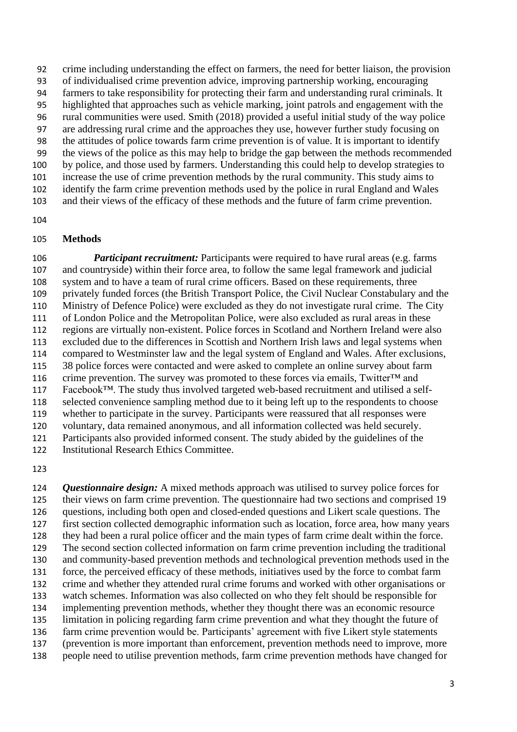crime including understanding the effect on farmers, the need for better liaison, the provision of individualised crime prevention advice, improving partnership working, encouraging farmers to take responsibility for protecting their farm and understanding rural criminals. It highlighted that approaches such as vehicle marking, joint patrols and engagement with the rural communities were used. Smith (2018) provided a useful initial study of the way police are addressing rural crime and the approaches they use, however further study focusing on the attitudes of police towards farm crime prevention is of value. It is important to identify the views of the police as this may help to bridge the gap between the methods recommended by police, and those used by farmers. Understanding this could help to develop strategies to increase the use of crime prevention methods by the rural community. This study aims to identify the farm crime prevention methods used by the police in rural England and Wales and their views of the efficacy of these methods and the future of farm crime prevention.

## Methods

***Participant recruitment:*** Participants were required to have rural areas (e.g. farms and countryside) within their force area, to follow the same legal framework and judicial system and to have a team of rural crime officers. Based on these requirements, three privately funded forces (the British Transport Police, the Civil Nuclear Constabulary and the Ministry of Defence Police) were excluded as they do not investigate rural crime. The City of London Police and the Metropolitan Police, were also excluded as rural areas in these regions are virtually non-existent. Police forces in Scotland and Northern Ireland were also excluded due to the differences in Scottish and Northern Irish laws and legal systems when compared to Westminster law and the legal system of England and Wales. After exclusions, 38 police forces were contacted and were asked to complete an online survey about farm crime prevention. The survey was promoted to these forces via emails, Twitter™ and Facebook™. The study thus involved targeted web-based recruitment and utilised a self-selected convenience sampling method due to it being left up to the respondents to choose whether to participate in the survey. Participants were reassured that all responses were voluntary, data remained anonymous, and all information collected was held securely. Participants also provided informed consent. The study abided by the guidelines of the Institutional Research Ethics Committee.

***Questionnaire design:*** A mixed methods approach was utilised to survey police forces for their views on farm crime prevention. The questionnaire had two sections and comprised 19 questions, including both open and closed-ended questions and Likert scale questions. The first section collected demographic information such as location, force area, how many years they had been a rural police officer and the main types of farm crime dealt within the force. The second section collected information on farm crime prevention including the traditional and community-based prevention methods and technological prevention methods used in the force, the perceived efficacy of these methods, initiatives used by the force to combat farm crime and whether they attended rural crime forums and worked with other organisations or watch schemes. Information was also collected on who they felt should be responsible for implementing prevention methods, whether they thought there was an economic resource limitation in policing regarding farm crime prevention and what they thought the future of farm crime prevention would be. Participants' agreement with five Likert style statements (prevention is more important than enforcement, prevention methods need to improve, more people need to utilise prevention methods, farm crime prevention methods have changed for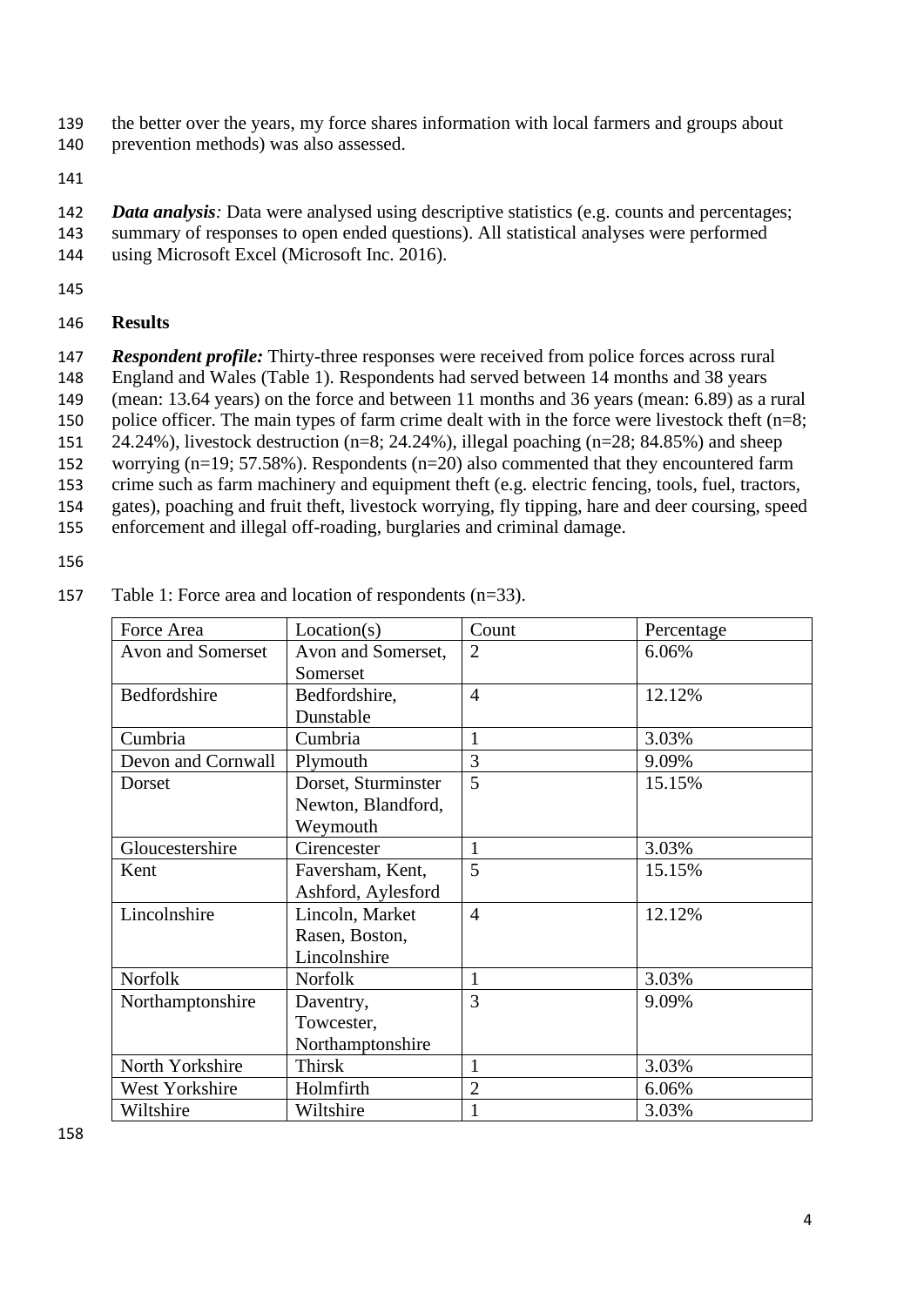the better over the years, my force shares information with local farmers and groups about prevention methods) was also assessed.

***Data analysis**:* Data were analysed using descriptive statistics (e.g. counts and percentages; summary of responses to open ended questions). All statistical analyses were performed using Microsoft Excel (Microsoft Inc. 2016).

## Results

***Respondent profile:*** Thirty-three responses were received from police forces across rural England and Wales (Table 1). Respondents had served between 14 months and 38 years (mean: 13.64 years) on the force and between 11 months and 36 years (mean: 6.89) as a rural police officer. The main types of farm crime dealt with in the force were livestock theft (n=8; 24.24%), livestock destruction (n=8; 24.24%), illegal poaching (n=28; 84.85%) and sheep worrying (n=19; 57.58%). Respondents (n=20) also commented that they encountered farm crime such as farm machinery and equipment theft (e.g. electric fencing, tools, fuel, tractors, gates), poaching and fruit theft, livestock worrying, fly tipping, hare and deer coursing, speed enforcement and illegal off-roading, burglaries and criminal damage.

Table 1: Force area and location of respondents (n=33).

| Force Area | Location(s) | Count | Percentage |
|---|---|---|---|
| Avon and Somerset | Avon and Somerset, Somerset | 2 | 6.06% |
| Bedfordshire | Bedfordshire, Dunstable | 4 | 12.12% |
| Cumbria | Cumbria | 1 | 3.03% |
| Devon and Cornwall | Plymouth | 3 | 9.09% |
| Dorset | Dorset, Sturminster Newton, Blandford, Weymouth | 5 | 15.15% |
| Gloucestershire | Cirencester | 1 | 3.03% |
| Kent | Faversham, Kent, Ashford, Aylesford | 5 | 15.15% |
| Lincolnshire | Lincoln, Market Rasen, Boston, Lincolnshire | 4 | 12.12% |
| Norfolk | Norfolk | 1 | 3.03% |
| Northamptonshire | Daventry, Towcester, Northamptonshire | 3 | 9.09% |
| North Yorkshire | Thirsk | 1 | 3.03% |
| West Yorkshire | Holmfirth | 2 | 6.06% |
| Wiltshire | Wiltshire | 1 | 3.03% |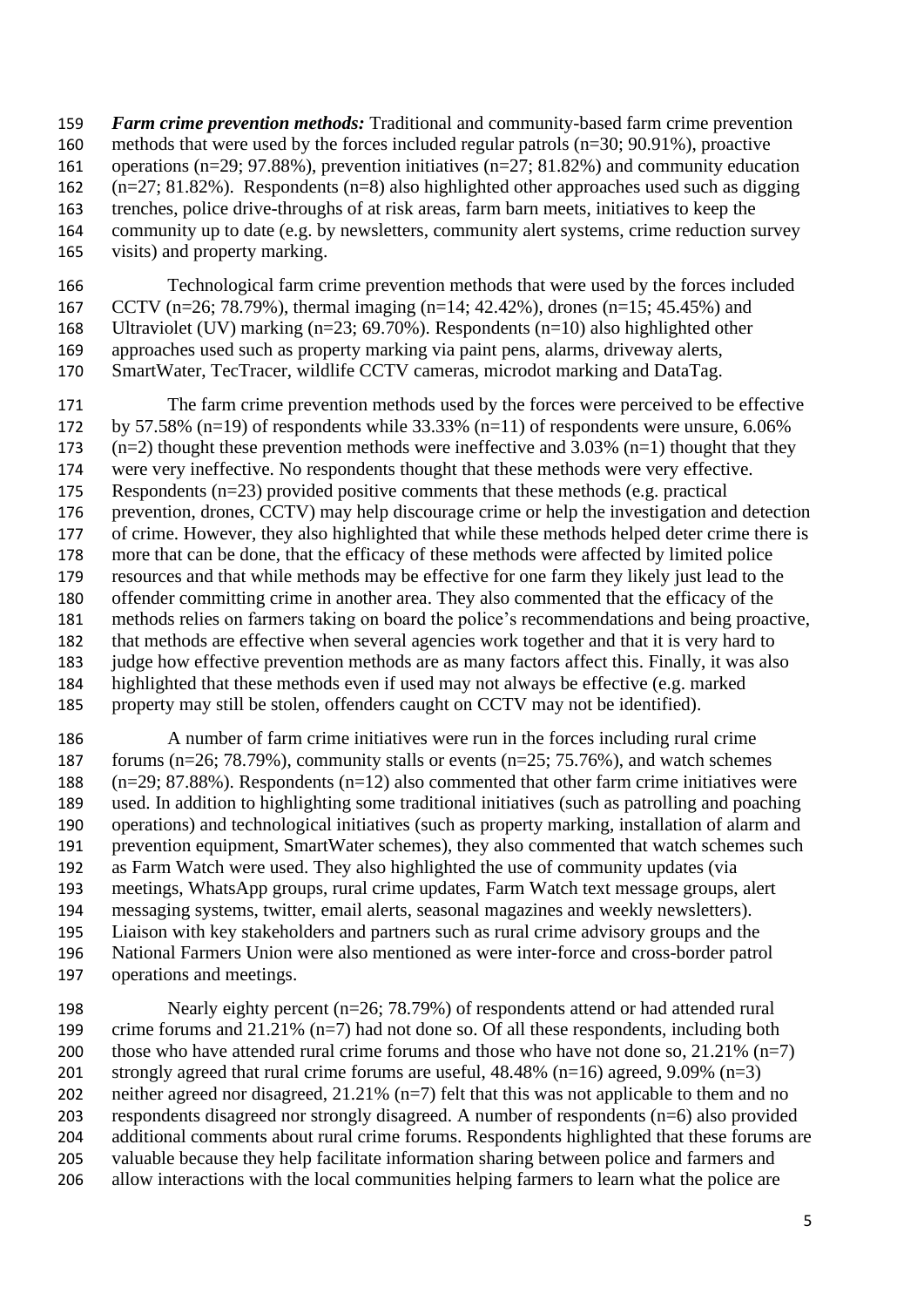***Farm crime prevention methods:*** Traditional and community-based farm crime prevention methods that were used by the forces included regular patrols (n=30; 90.91%), proactive operations (n=29; 97.88%), prevention initiatives (n=27; 81.82%) and community education (n=27; 81.82%). Respondents (n=8) also highlighted other approaches used such as digging trenches, police drive-throughs of at risk areas, farm barn meets, initiatives to keep the community up to date (e.g. by newsletters, community alert systems, crime reduction survey visits) and property marking.

Technological farm crime prevention methods that were used by the forces included CCTV (n=26; 78.79%), thermal imaging (n=14; 42.42%), drones (n=15; 45.45%) and Ultraviolet (UV) marking (n=23; 69.70%). Respondents (n=10) also highlighted other approaches used such as property marking via paint pens, alarms, driveway alerts, SmartWater, TecTracer, wildlife CCTV cameras, microdot marking and DataTag.

The farm crime prevention methods used by the forces were perceived to be effective by 57.58% (n=19) of respondents while 33.33% (n=11) of respondents were unsure, 6.06% (n=2) thought these prevention methods were ineffective and 3.03% (n=1) thought that they were very ineffective. No respondents thought that these methods were very effective. Respondents (n=23) provided positive comments that these methods (e.g. practical prevention, drones, CCTV) may help discourage crime or help the investigation and detection of crime. However, they also highlighted that while these methods helped deter crime there is more that can be done, that the efficacy of these methods were affected by limited police resources and that while methods may be effective for one farm they likely just lead to the offender committing crime in another area. They also commented that the efficacy of the methods relies on farmers taking on board the police's recommendations and being proactive, that methods are effective when several agencies work together and that it is very hard to judge how effective prevention methods are as many factors affect this. Finally, it was also highlighted that these methods even if used may not always be effective (e.g. marked property may still be stolen, offenders caught on CCTV may not be identified).

A number of farm crime initiatives were run in the forces including rural crime forums (n=26; 78.79%), community stalls or events (n=25; 75.76%), and watch schemes (n=29; 87.88%). Respondents (n=12) also commented that other farm crime initiatives were used. In addition to highlighting some traditional initiatives (such as patrolling and poaching operations) and technological initiatives (such as property marking, installation of alarm and prevention equipment, SmartWater schemes), they also commented that watch schemes such as Farm Watch were used. They also highlighted the use of community updates (via meetings, WhatsApp groups, rural crime updates, Farm Watch text message groups, alert messaging systems, twitter, email alerts, seasonal magazines and weekly newsletters). Liaison with key stakeholders and partners such as rural crime advisory groups and the National Farmers Union were also mentioned as were inter-force and cross-border patrol operations and meetings.

Nearly eighty percent (n=26; 78.79%) of respondents attend or had attended rural crime forums and 21.21% (n=7) had not done so. Of all these respondents, including both those who have attended rural crime forums and those who have not done so, 21.21% (n=7) strongly agreed that rural crime forums are useful, 48.48% (n=16) agreed, 9.09% (n=3) neither agreed nor disagreed, 21.21% (n=7) felt that this was not applicable to them and no respondents disagreed nor strongly disagreed. A number of respondents (n=6) also provided additional comments about rural crime forums. Respondents highlighted that these forums are valuable because they help facilitate information sharing between police and farmers and allow interactions with the local communities helping farmers to learn what the police are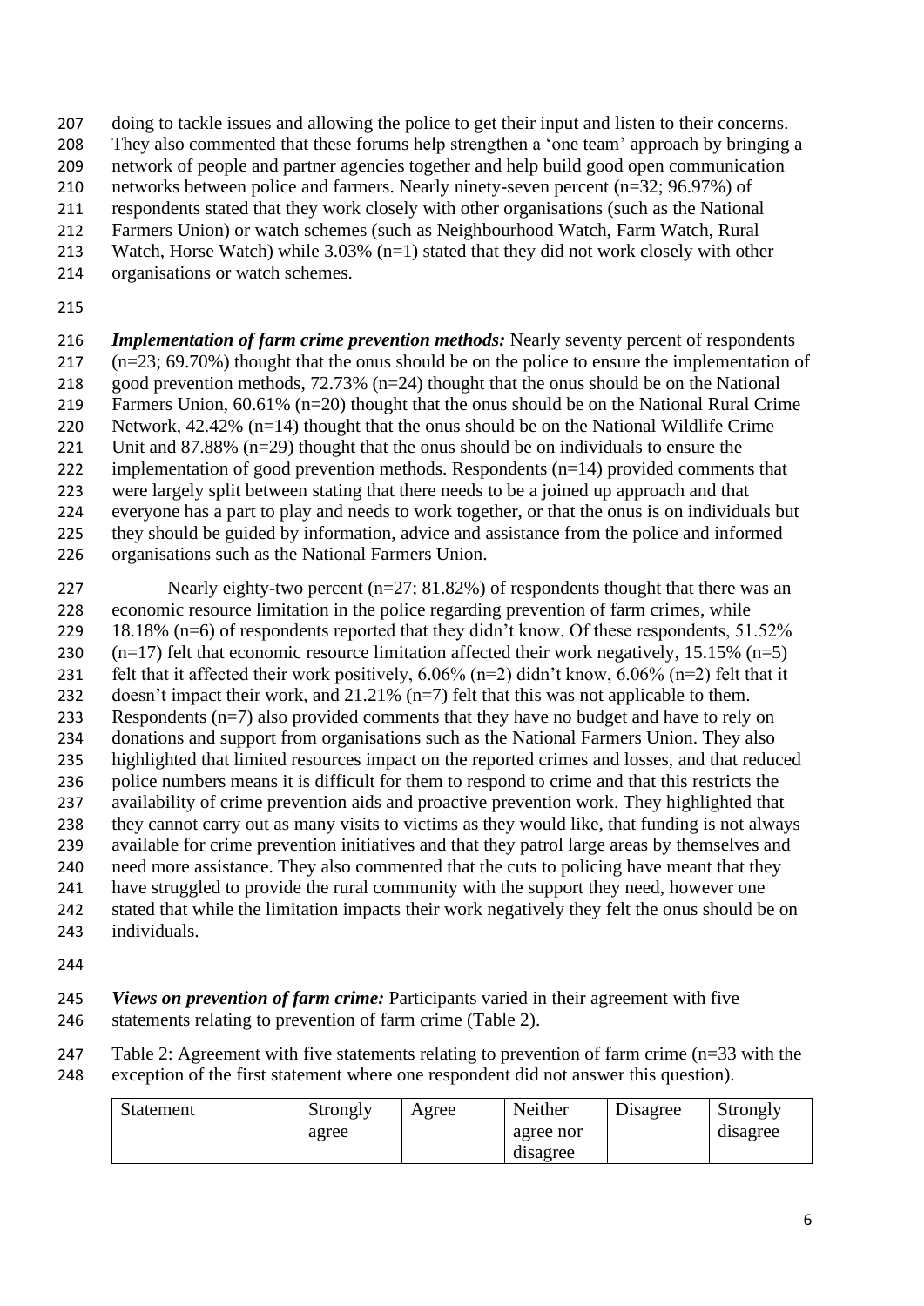doing to tackle issues and allowing the police to get their input and listen to their concerns. They also commented that these forums help strengthen a 'one team' approach by bringing a network of people and partner agencies together and help build good open communication networks between police and farmers. Nearly ninety-seven percent (n=32; 96.97%) of respondents stated that they work closely with other organisations (such as the National Farmers Union) or watch schemes (such as Neighbourhood Watch, Farm Watch, Rural Watch, Horse Watch) while 3.03% (n=1) stated that they did not work closely with other organisations or watch schemes.

***Implementation of farm crime prevention methods:*** Nearly seventy percent of respondents (n=23; 69.70%) thought that the onus should be on the police to ensure the implementation of good prevention methods, 72.73% (n=24) thought that the onus should be on the National Farmers Union, 60.61% (n=20) thought that the onus should be on the National Rural Crime Network, 42.42% (n=14) thought that the onus should be on the National Wildlife Crime Unit and 87.88% (n=29) thought that the onus should be on individuals to ensure the implementation of good prevention methods. Respondents (n=14) provided comments that were largely split between stating that there needs to be a joined up approach and that everyone has a part to play and needs to work together, or that the onus is on individuals but they should be guided by information, advice and assistance from the police and informed organisations such as the National Farmers Union.

Nearly eighty-two percent (n=27; 81.82%) of respondents thought that there was an economic resource limitation in the police regarding prevention of farm crimes, while 18.18% (n=6) of respondents reported that they didn't know. Of these respondents, 51.52% (n=17) felt that economic resource limitation affected their work negatively, 15.15% (n=5) felt that it affected their work positively, 6.06% (n=2) didn't know, 6.06% (n=2) felt that it doesn't impact their work, and 21.21% (n=7) felt that this was not applicable to them. Respondents (n=7) also provided comments that they have no budget and have to rely on donations and support from organisations such as the National Farmers Union. They also highlighted that limited resources impact on the reported crimes and losses, and that reduced police numbers means it is difficult for them to respond to crime and that this restricts the availability of crime prevention aids and proactive prevention work. They highlighted that they cannot carry out as many visits to victims as they would like, that funding is not always available for crime prevention initiatives and that they patrol large areas by themselves and need more assistance. They also commented that the cuts to policing have meant that they have struggled to provide the rural community with the support they need, however one stated that while the limitation impacts their work negatively they felt the onus should be on individuals.

***Views on prevention of farm crime:*** Participants varied in their agreement with five statements relating to prevention of farm crime (Table 2).

Table 2: Agreement with five statements relating to prevention of farm crime (n=33 with the exception of the first statement where one respondent did not answer this question).

| Statement | Strongly agree | Agree | Neither agree nor disagree | Disagree | Strongly disagree |
|---|---|---|---|---|---|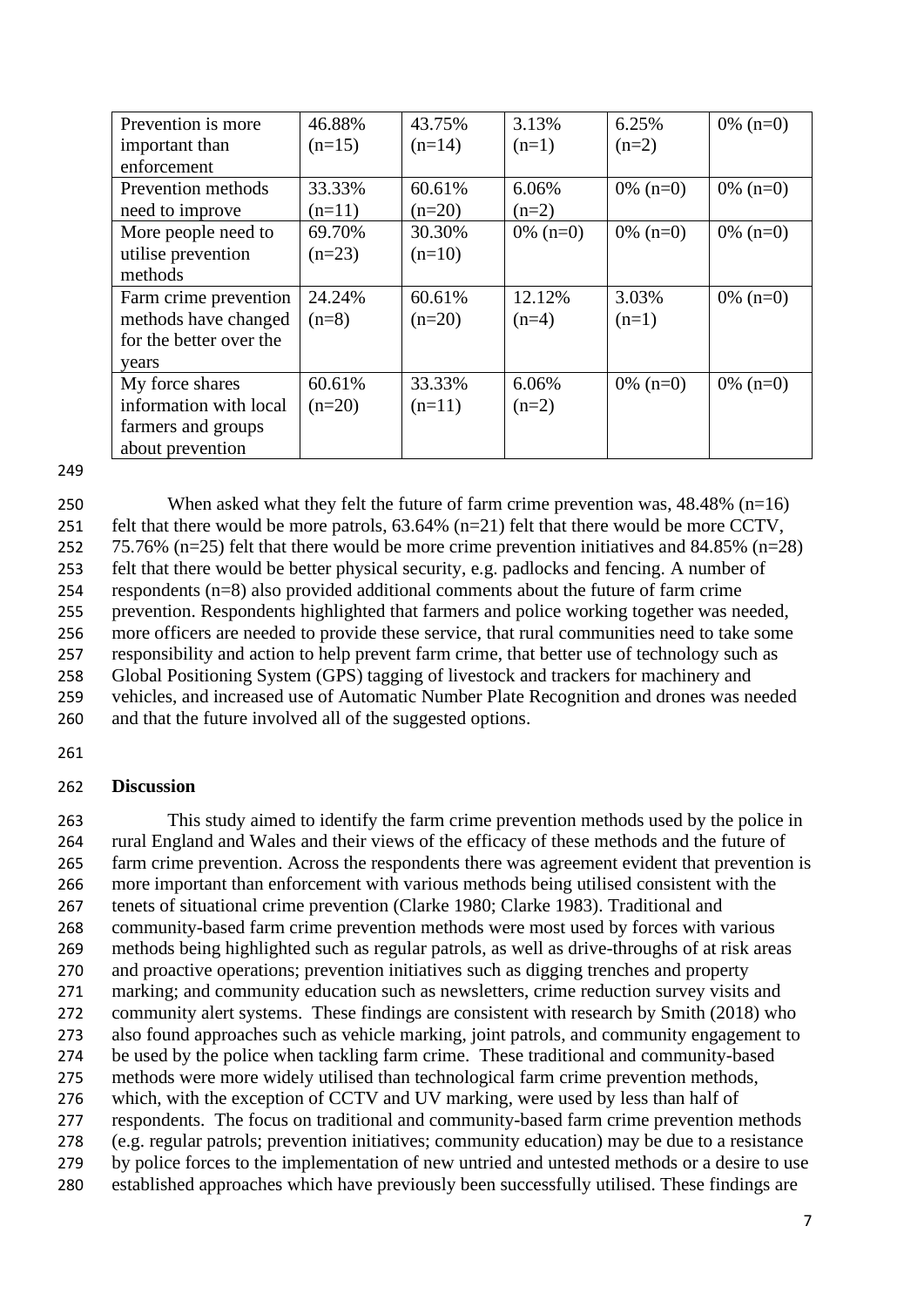| Prevention is more important than enforcement | 46.88% (n=15) | 43.75% (n=14) | 3.13% (n=1) | 6.25% (n=2) | 0% (n=0) |
|---|---|---|---|---|---|
| Prevention methods need to improve | 33.33% (n=11) | 60.61% (n=20) | 6.06% (n=2) | 0% (n=0) | 0% (n=0) |
| More people need to utilise prevention methods | 69.70% (n=23) | 30.30% (n=10) | 0% (n=0) | 0% (n=0) | 0% (n=0) |
| Farm crime prevention methods have changed for the better over the years | 24.24% (n=8) | 60.61% (n=20) | 12.12% (n=4) | 3.03% (n=1) | 0% (n=0) |
| My force shares information with local farmers and groups about prevention | 60.61% (n=20) | 33.33% (n=11) | 6.06% (n=2) | 0% (n=0) | 0% (n=0) |

When asked what they felt the future of farm crime prevention was, 48.48% (n=16) felt that there would be more patrols, 63.64% (n=21) felt that there would be more CCTV, 75.76% (n=25) felt that there would be more crime prevention initiatives and 84.85% (n=28) felt that there would be better physical security, e.g. padlocks and fencing. A number of respondents (n=8) also provided additional comments about the future of farm crime prevention. Respondents highlighted that farmers and police working together was needed, more officers are needed to provide these service, that rural communities need to take some responsibility and action to help prevent farm crime, that better use of technology such as Global Positioning System (GPS) tagging of livestock and trackers for machinery and vehicles, and increased use of Automatic Number Plate Recognition and drones was needed and that the future involved all of the suggested options.

## Discussion

This study aimed to identify the farm crime prevention methods used by the police in rural England and Wales and their views of the efficacy of these methods and the future of farm crime prevention. Across the respondents there was agreement evident that prevention is more important than enforcement with various methods being utilised consistent with the tenets of situational crime prevention (Clarke 1980; Clarke 1983). Traditional and community-based farm crime prevention methods were most used by forces with various methods being highlighted such as regular patrols, as well as drive-throughs of at risk areas and proactive operations; prevention initiatives such as digging trenches and property marking; and community education such as newsletters, crime reduction survey visits and community alert systems. These findings are consistent with research by Smith (2018) who also found approaches such as vehicle marking, joint patrols, and community engagement to be used by the police when tackling farm crime. These traditional and community-based methods were more widely utilised than technological farm crime prevention methods, which, with the exception of CCTV and UV marking, were used by less than half of respondents. The focus on traditional and community-based farm crime prevention methods (e.g. regular patrols; prevention initiatives; community education) may be due to a resistance by police forces to the implementation of new untried and untested methods or a desire to use established approaches which have previously been successfully utilised. These findings are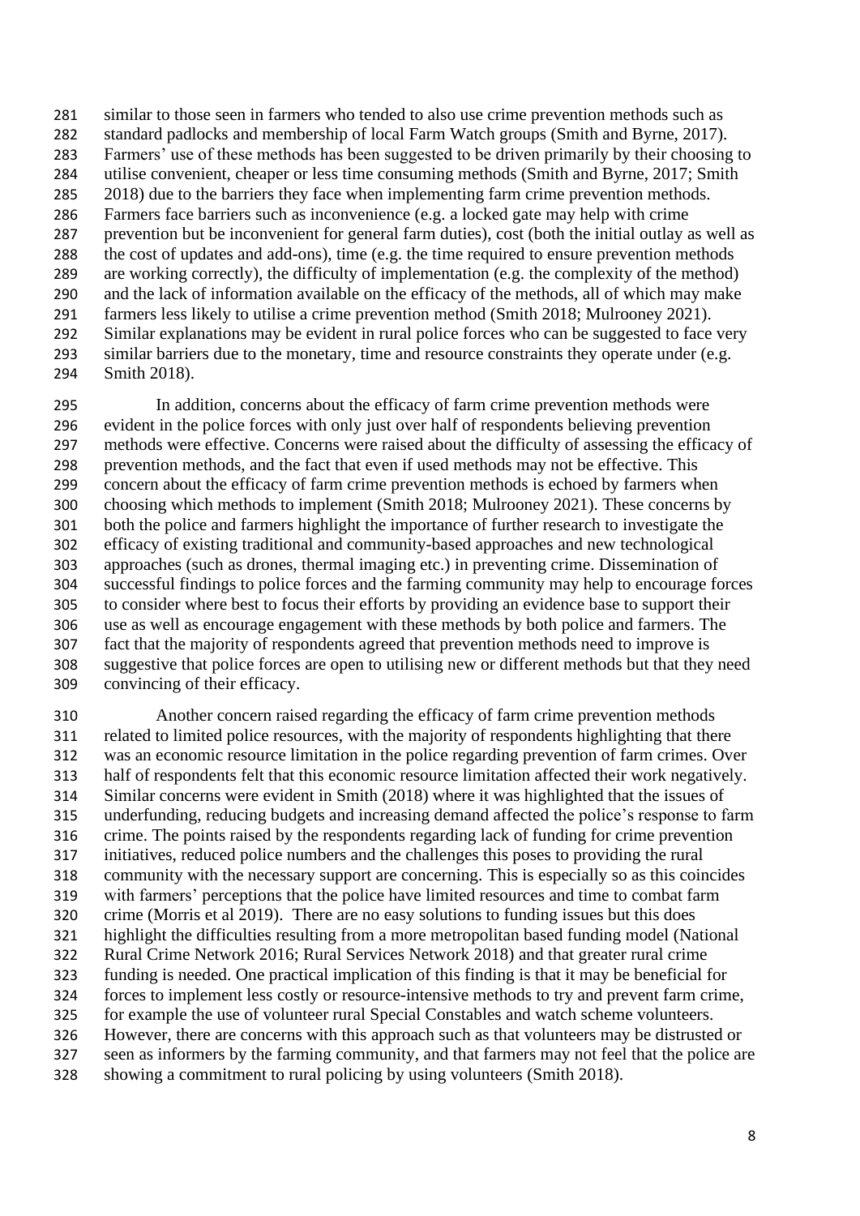similar to those seen in farmers who tended to also use crime prevention methods such as standard padlocks and membership of local Farm Watch groups (Smith and Byrne, 2017). Farmers' use of these methods has been suggested to be driven primarily by their choosing to utilise convenient, cheaper or less time consuming methods (Smith and Byrne, 2017; Smith 2018) due to the barriers they face when implementing farm crime prevention methods. Farmers face barriers such as inconvenience (e.g. a locked gate may help with crime prevention but be inconvenient for general farm duties), cost (both the initial outlay as well as the cost of updates and add-ons), time (e.g. the time required to ensure prevention methods are working correctly), the difficulty of implementation (e.g. the complexity of the method) and the lack of information available on the efficacy of the methods, all of which may make farmers less likely to utilise a crime prevention method (Smith 2018; Mulrooney 2021). Similar explanations may be evident in rural police forces who can be suggested to face very similar barriers due to the monetary, time and resource constraints they operate under (e.g. Smith 2018).

In addition, concerns about the efficacy of farm crime prevention methods were evident in the police forces with only just over half of respondents believing prevention methods were effective. Concerns were raised about the difficulty of assessing the efficacy of prevention methods, and the fact that even if used methods may not be effective. This concern about the efficacy of farm crime prevention methods is echoed by farmers when choosing which methods to implement (Smith 2018; Mulrooney 2021). These concerns by both the police and farmers highlight the importance of further research to investigate the efficacy of existing traditional and community-based approaches and new technological approaches (such as drones, thermal imaging etc.) in preventing crime. Dissemination of successful findings to police forces and the farming community may help to encourage forces to consider where best to focus their efforts by providing an evidence base to support their use as well as encourage engagement with these methods by both police and farmers. The fact that the majority of respondents agreed that prevention methods need to improve is suggestive that police forces are open to utilising new or different methods but that they need convincing of their efficacy.

Another concern raised regarding the efficacy of farm crime prevention methods related to limited police resources, with the majority of respondents highlighting that there was an economic resource limitation in the police regarding prevention of farm crimes. Over half of respondents felt that this economic resource limitation affected their work negatively. Similar concerns were evident in Smith (2018) where it was highlighted that the issues of underfunding, reducing budgets and increasing demand affected the police's response to farm crime. The points raised by the respondents regarding lack of funding for crime prevention initiatives, reduced police numbers and the challenges this poses to providing the rural community with the necessary support are concerning. This is especially so as this coincides with farmers' perceptions that the police have limited resources and time to combat farm crime (Morris et al 2019). There are no easy solutions to funding issues but this does highlight the difficulties resulting from a more metropolitan based funding model (National Rural Crime Network 2016; Rural Services Network 2018) and that greater rural crime funding is needed. One practical implication of this finding is that it may be beneficial for forces to implement less costly or resource-intensive methods to try and prevent farm crime, for example the use of volunteer rural Special Constables and watch scheme volunteers. However, there are concerns with this approach such as that volunteers may be distrusted or seen as informers by the farming community, and that farmers may not feel that the police are showing a commitment to rural policing by using volunteers (Smith 2018).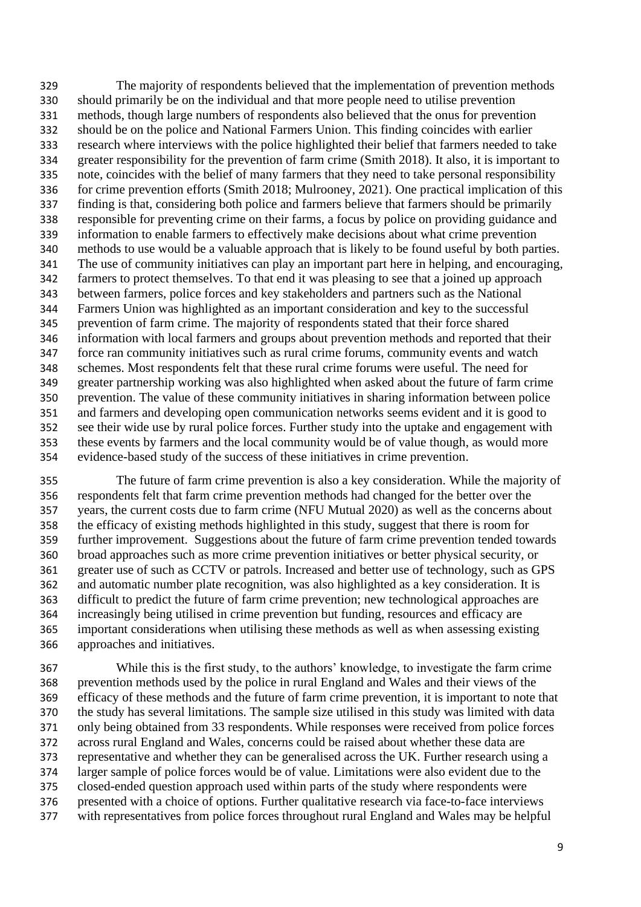The majority of respondents believed that the implementation of prevention methods should primarily be on the individual and that more people need to utilise prevention methods, though large numbers of respondents also believed that the onus for prevention should be on the police and National Farmers Union. This finding coincides with earlier research where interviews with the police highlighted their belief that farmers needed to take greater responsibility for the prevention of farm crime (Smith 2018). It also, it is important to note, coincides with the belief of many farmers that they need to take personal responsibility for crime prevention efforts (Smith 2018; Mulrooney, 2021). One practical implication of this finding is that, considering both police and farmers believe that farmers should be primarily responsible for preventing crime on their farms, a focus by police on providing guidance and information to enable farmers to effectively make decisions about what crime prevention methods to use would be a valuable approach that is likely to be found useful by both parties. The use of community initiatives can play an important part here in helping, and encouraging, farmers to protect themselves. To that end it was pleasing to see that a joined up approach between farmers, police forces and key stakeholders and partners such as the National Farmers Union was highlighted as an important consideration and key to the successful prevention of farm crime. The majority of respondents stated that their force shared information with local farmers and groups about prevention methods and reported that their force ran community initiatives such as rural crime forums, community events and watch schemes. Most respondents felt that these rural crime forums were useful. The need for greater partnership working was also highlighted when asked about the future of farm crime prevention. The value of these community initiatives in sharing information between police and farmers and developing open communication networks seems evident and it is good to see their wide use by rural police forces. Further study into the uptake and engagement with these events by farmers and the local community would be of value though, as would more evidence-based study of the success of these initiatives in crime prevention.

The future of farm crime prevention is also a key consideration. While the majority of respondents felt that farm crime prevention methods had changed for the better over the years, the current costs due to farm crime (NFU Mutual 2020) as well as the concerns about the efficacy of existing methods highlighted in this study, suggest that there is room for further improvement. Suggestions about the future of farm crime prevention tended towards broad approaches such as more crime prevention initiatives or better physical security, or greater use of such as CCTV or patrols. Increased and better use of technology, such as GPS and automatic number plate recognition, was also highlighted as a key consideration. It is difficult to predict the future of farm crime prevention; new technological approaches are increasingly being utilised in crime prevention but funding, resources and efficacy are important considerations when utilising these methods as well as when assessing existing approaches and initiatives.

While this is the first study, to the authors' knowledge, to investigate the farm crime prevention methods used by the police in rural England and Wales and their views of the efficacy of these methods and the future of farm crime prevention, it is important to note that the study has several limitations. The sample size utilised in this study was limited with data only being obtained from 33 respondents. While responses were received from police forces across rural England and Wales, concerns could be raised about whether these data are representative and whether they can be generalised across the UK. Further research using a larger sample of police forces would be of value. Limitations were also evident due to the closed-ended question approach used within parts of the study where respondents were presented with a choice of options. Further qualitative research via face-to-face interviews with representatives from police forces throughout rural England and Wales may be helpful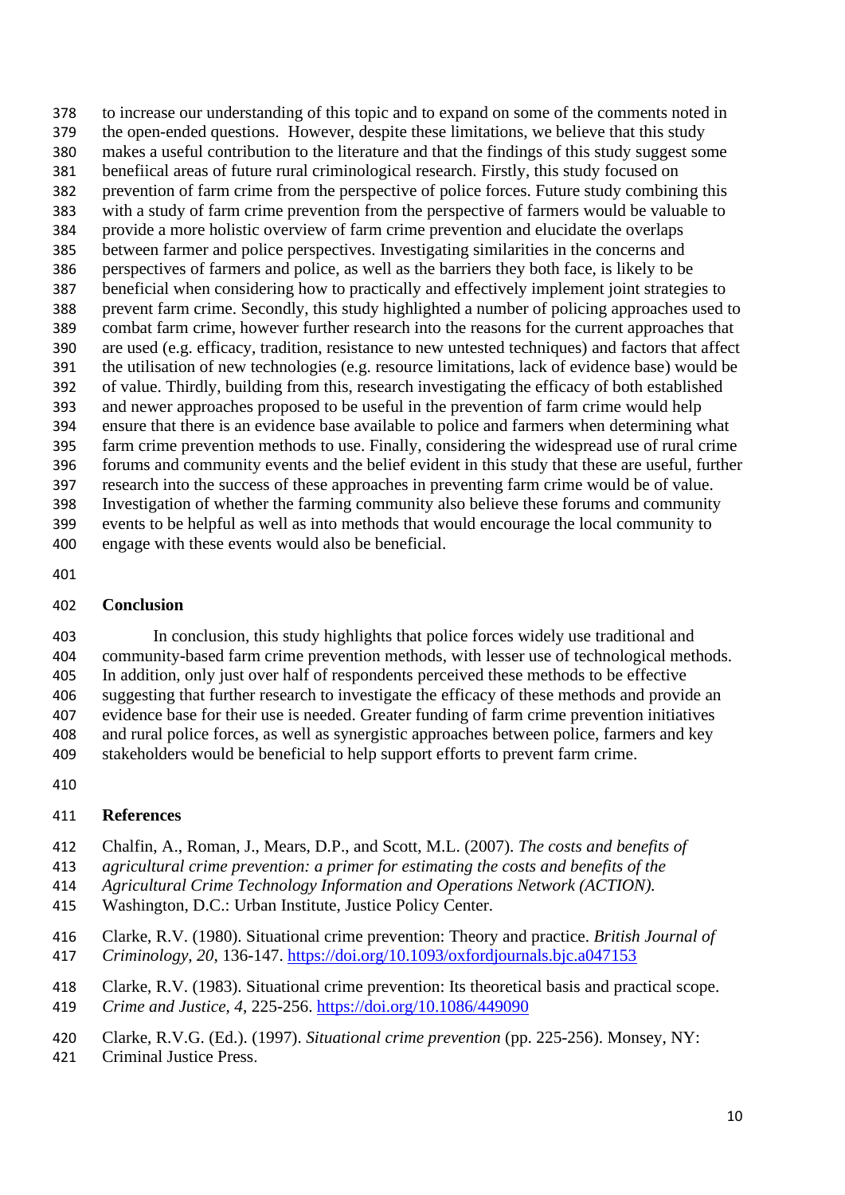to increase our understanding of this topic and to expand on some of the comments noted in the open-ended questions. However, despite these limitations, we believe that this study makes a useful contribution to the literature and that the findings of this study suggest some benefiical areas of future rural criminological research. Firstly, this study focused on prevention of farm crime from the perspective of police forces. Future study combining this with a study of farm crime prevention from the perspective of farmers would be valuable to provide a more holistic overview of farm crime prevention and elucidate the overlaps between farmer and police perspectives. Investigating similarities in the concerns and perspectives of farmers and police, as well as the barriers they both face, is likely to be beneficial when considering how to practically and effectively implement joint strategies to prevent farm crime. Secondly, this study highlighted a number of policing approaches used to combat farm crime, however further research into the reasons for the current approaches that are used (e.g. efficacy, tradition, resistance to new untested techniques) and factors that affect the utilisation of new technologies (e.g. resource limitations, lack of evidence base) would be of value. Thirdly, building from this, research investigating the efficacy of both established and newer approaches proposed to be useful in the prevention of farm crime would help ensure that there is an evidence base available to police and farmers when determining what farm crime prevention methods to use. Finally, considering the widespread use of rural crime forums and community events and the belief evident in this study that these are useful, further research into the success of these approaches in preventing farm crime would be of value. Investigation of whether the farming community also believe these forums and community events to be helpful as well as into methods that would encourage the local community to engage with these events would also be beneficial.

## Conclusion

In conclusion, this study highlights that police forces widely use traditional and community-based farm crime prevention methods, with lesser use of technological methods. In addition, only just over half of respondents perceived these methods to be effective suggesting that further research to investigate the efficacy of these methods and provide an evidence base for their use is needed. Greater funding of farm crime prevention initiatives and rural police forces, as well as synergistic approaches between police, farmers and key stakeholders would be beneficial to help support efforts to prevent farm crime.

## References

Chalfin, A., Roman, J., Mears, D.P., and Scott, M.L. (2007). *The costs and benefits of agricultural crime prevention: a primer for estimating the costs and benefits of the Agricultural Crime Technology Information and Operations Network (ACTION).* Washington, D.C.: Urban Institute, Justice Policy Center.

Clarke, R.V. (1980). Situational crime prevention: Theory and practice. *British Journal of Criminology*, *20*, 136-147. https://doi.org/10.1093/oxfordjournals.bjc.a047153

Clarke, R.V. (1983). Situational crime prevention: Its theoretical basis and practical scope. *Crime and Justice*, *4*, 225-256. https://doi.org/10.1086/449090

Clarke, R.V.G. (Ed.). (1997). *Situational crime prevention* (pp. 225-256). Monsey, NY: Criminal Justice Press.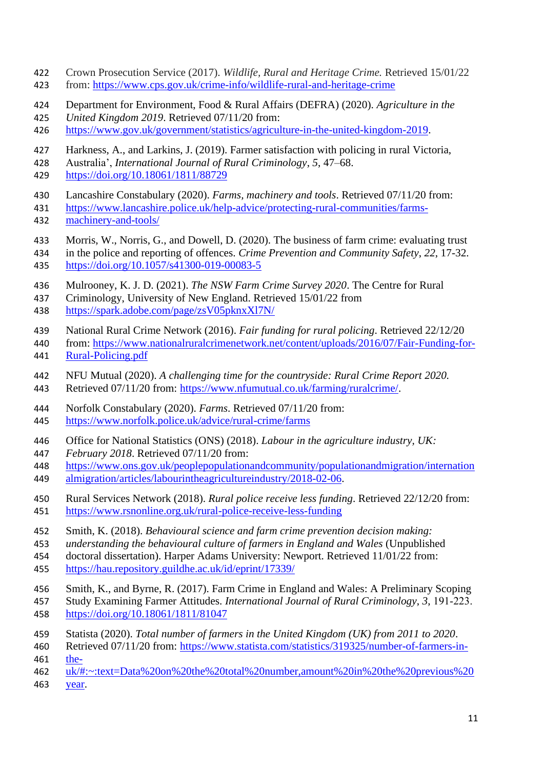Crown Prosecution Service (2017). *Wildlife, Rural and Heritage Crime.* Retrieved 15/01/22 from: https://www.cps.gov.uk/crime-info/wildlife-rural-and-heritage-crime

Department for Environment, Food & Rural Affairs (DEFRA) (2020). *Agriculture in the United Kingdom 2019*. Retrieved 07/11/20 from: https://www.gov.uk/government/statistics/agriculture-in-the-united-kingdom-2019.

Harkness, A., and Larkins, J. (2019). Farmer satisfaction with policing in rural Victoria, Australia', *International Journal of Rural Criminology*, *5*, 47–68. https://doi.org/10.18061/1811/88729

Lancashire Constabulary (2020). *Farms, machinery and tools*. Retrieved 07/11/20 from: https://www.lancashire.police.uk/help-advice/protecting-rural-communities/farms-machinery-and-tools/

Morris, W., Norris, G., and Dowell, D. (2020). The business of farm crime: evaluating trust in the police and reporting of offences. *Crime Prevention and Community Safety*, *22*, 17-32. https://doi.org/10.1057/s41300-019-00083-5

Mulrooney, K. J. D. (2021). *The NSW Farm Crime Survey 2020*. The Centre for Rural Criminology, University of New England. Retrieved 15/01/22 from https://spark.adobe.com/page/zsV05pknxXl7N/

National Rural Crime Network (2016). *Fair funding for rural policing*. Retrieved 22/12/20 from: https://www.nationalruralcrimenetwork.net/content/uploads/2016/07/Fair-Funding-for-Rural-Policing.pdf

NFU Mutual (2020). *A challenging time for the countryside: Rural Crime Report 2020.* Retrieved 07/11/20 from: https://www.nfumutual.co.uk/farming/ruralcrime/.

Norfolk Constabulary (2020). *Farms*. Retrieved 07/11/20 from: https://www.norfolk.police.uk/advice/rural-crime/farms

Office for National Statistics (ONS) (2018). *Labour in the agriculture industry, UK: February 2018*. Retrieved 07/11/20 from: https://www.ons.gov.uk/peoplepopulationandcommunity/populationandmigration/internationalmigration/articles/labourintheagricultureindustry/2018-02-06.

Rural Services Network (2018). *Rural police receive less funding*. Retrieved 22/12/20 from: https://www.rsnonline.org.uk/rural-police-receive-less-funding

Smith, K. (2018). *Behavioural science and farm crime prevention decision making: understanding the behavioural culture of farmers in England and Wales* (Unpublished doctoral dissertation). Harper Adams University: Newport. Retrieved 11/01/22 from: https://hau.repository.guildhe.ac.uk/id/eprint/17339/

Smith, K., and Byrne, R. (2017). Farm Crime in England and Wales: A Preliminary Scoping Study Examining Farmer Attitudes. *International Journal of Rural Criminology*, *3*, 191-223. https://doi.org/10.18061/1811/81047

Statista (2020). *Total number of farmers in the United Kingdom (UK) from 2011 to 2020*. Retrieved 07/11/20 from: https://www.statista.com/statistics/319325/number-of-farmers-in-the-uk/#:~:text=Data%20on%20the%20total%20number,amount%20in%20the%20previous%20year.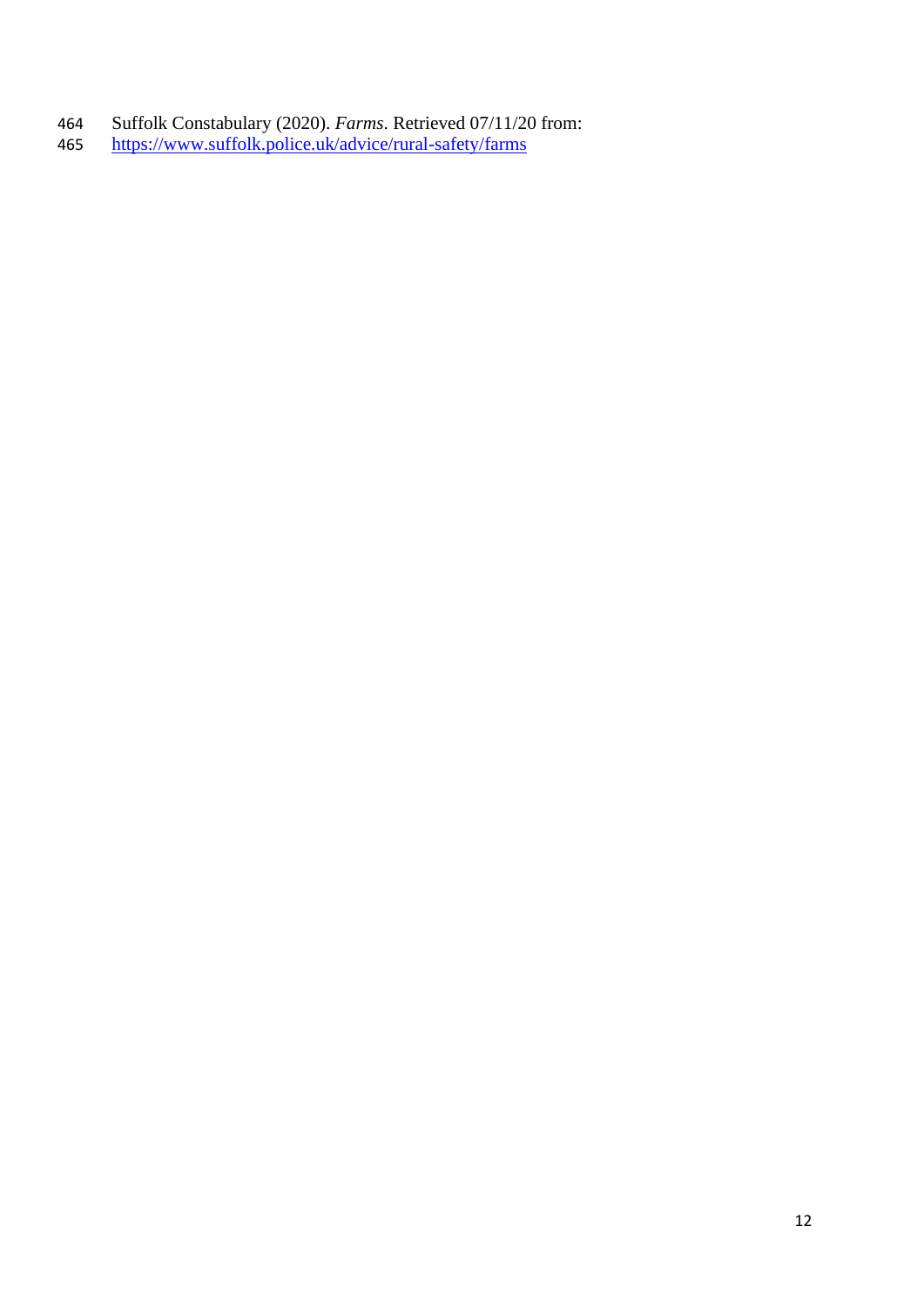Suffolk Constabulary (2020). *Farms*. Retrieved 07/11/20 from: https://www.suffolk.police.uk/advice/rural-safety/farms